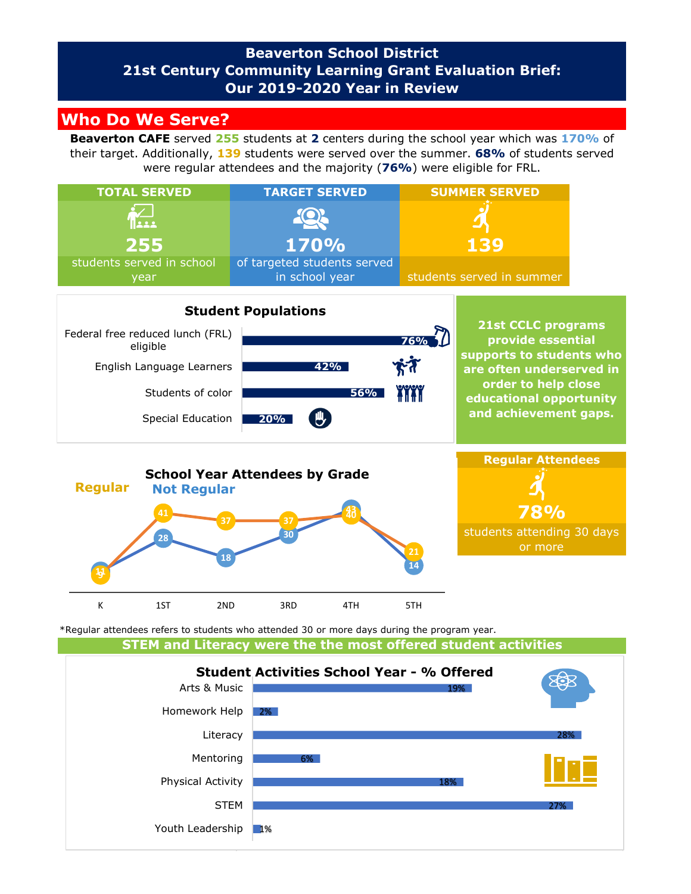# Beaverton School District
# 21st Century Community Learning Grant Evaluation Brief: Our 2019-2020 Year in Review

## Who Do We Serve?

**Beaverton CAFE** served **255** students at **2** centers during the school year which was **170%** of their target. Additionally, **139** students were served over the summer. **68%** of students served were regular attendees and the majority (**76%**) were eligible for FRL.

| TOTAL SERVED | TARGET SERVED | SUMMER SERVED |
|---|---|---|
| **255** | **170%** | **139** |
| students served in school year | of targeted students served in school year | students served in summer |

### Student Populations

| Population | % |
|---|---|
| Federal free reduced lunch (FRL) eligible | 76% |
| English Language Learners | 42% |
| Students of color | 56% |
| Special Education | 20% |

**21st CCLC programs provide essential supports to students who are often underserved in order to help close educational opportunity and achievement gaps.**

### School Year Attendees by Grade

| Grade | Regular | Not Regular |
|---|---|---|
| K | 9 | 11 |
| 1ST | 41 | 28 |
| 2ND | 37 | 18 |
| 3RD | 37 | 30 |
| 4TH | 40 | 43 |
| 5TH | 21 | 14 |

**Regular Attendees**

**78%**

students attending 30 days or more

*Regular attendees refers to students who attended 30 or more days during the program year.

## STEM and Literacy were the the most offered student activities

### Student Activities School Year - % Offered

| Activity | % Offered |
|---|---|
| Arts & Music | 19% |
| Homework Help | 2% |
| Literacy | 28% |
| Mentoring | 6% |
| Physical Activity | 18% |
| STEM | 27% |
| Youth Leadership | 1% |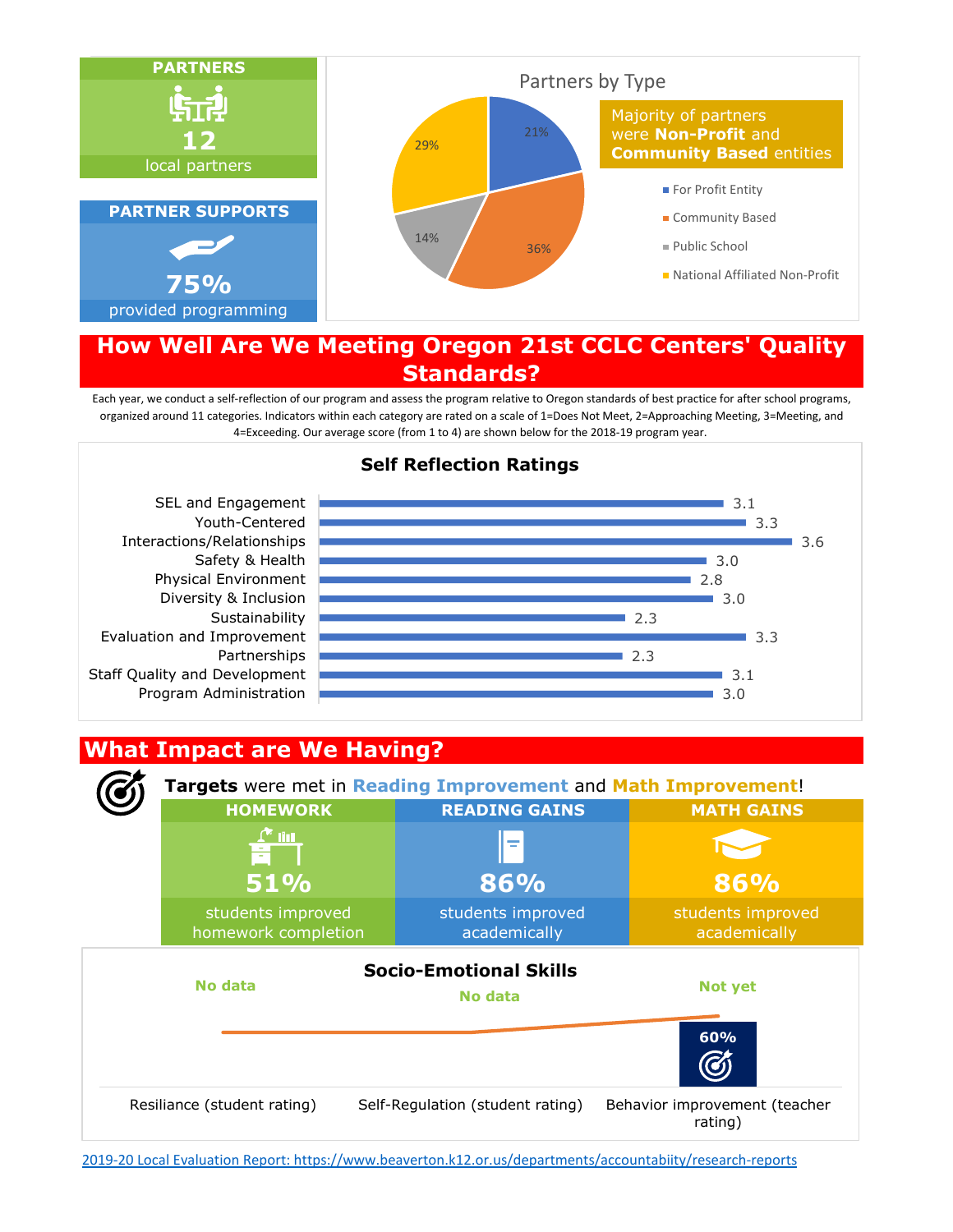**PARTNERS**

**12**

local partners

**PARTNER SUPPORTS**

**75%**

provided programming

Partners by Type

Majority of partners were **Non-Profit** and **Community Based** entities

21%
36%
14%
29%

For Profit Entity
Community Based
Public School
National Affiliated Non-Profit

## How Well Are We Meeting Oregon 21st CCLC Centers' Quality Standards?

Each year, we conduct a self-reflection of our program and assess the program relative to Oregon standards of best practice for after school programs, organized around 11 categories. Indicators within each category are rated on a scale of 1=Does Not Meet, 2=Approaching Meeting, 3=Meeting, and 4=Exceeding. Our average score (from 1 to 4) are shown below for the 2018-19 program year.

**Self Reflection Ratings**

SEL and Engagement 3.1
Youth-Centered 3.3
Interactions/Relationships 3.6
Safety & Health 3.0
Physical Environment 2.8
Diversity & Inclusion 3.0
Sustainability 2.3
Evaluation and Improvement 3.3
Partnerships 2.3
Staff Quality and Development 3.1
Program Administration 3.0

## What Impact are We Having?

**Targets** were met in **Reading Improvement** and **Math Improvement**!

| HOMEWORK | READING GAINS | MATH GAINS |
|---|---|---|
| **51%** students improved homework completion | **86%** students improved academically | **86%** students improved academically |

**Socio-Emotional Skills**

No data
No data
Not yet
60%

Resiliance (student rating)
Self-Regulation (student rating)
Behavior improvement (teacher rating)

2019-20 Local Evaluation Report: https://www.beaverton.k12.or.us/departments/accountabiity/research-reports